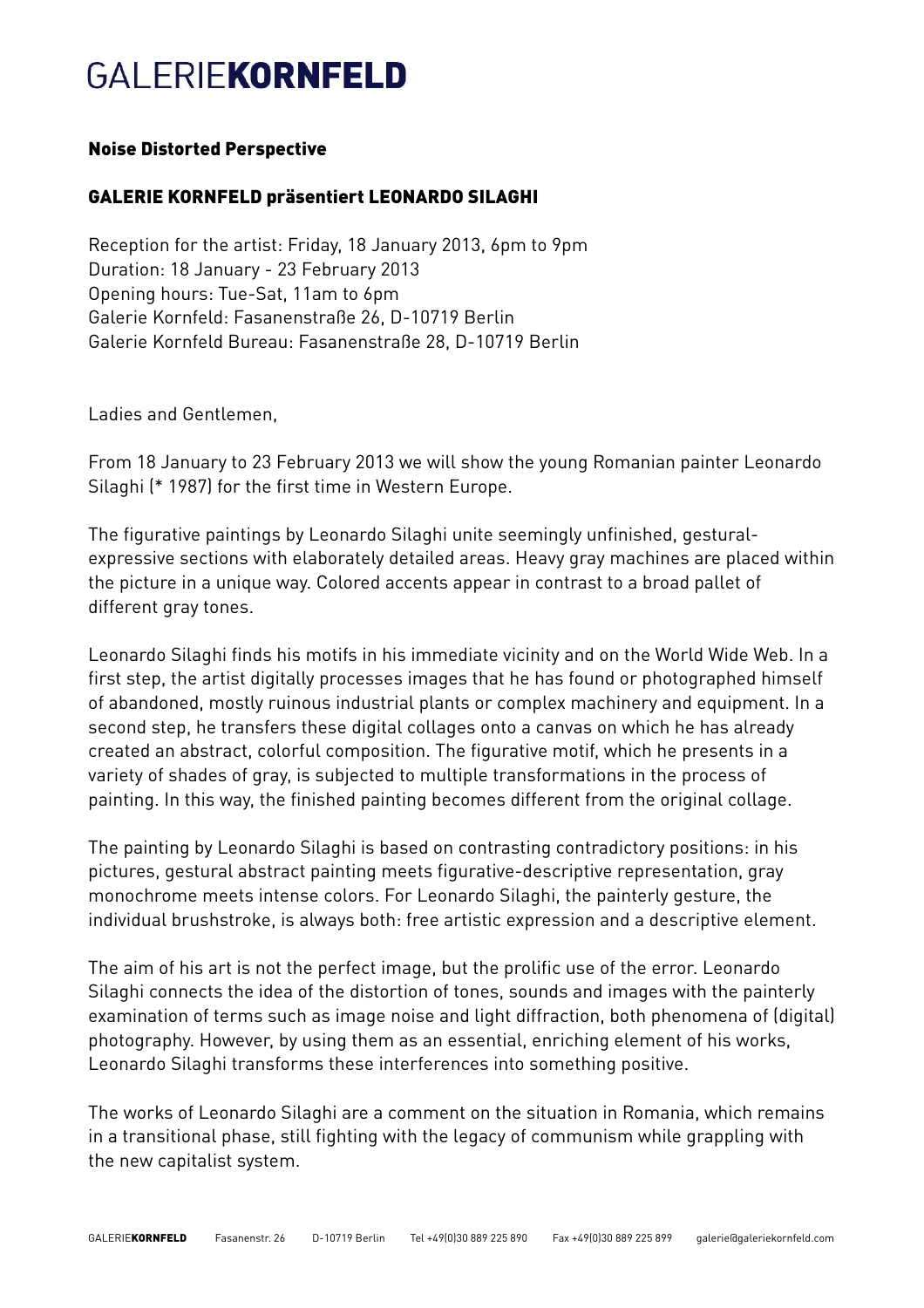# GALERIE**KORNFELD**

## Noise Distorted Perspective

## GALERIE KORNFELD präsentiert LEONARDO SILAGHI

Reception for the artist: Friday, 18 January 2013, 6pm to 9pm
Duration: 18 January - 23 February 2013
Opening hours: Tue-Sat, 11am to 6pm
Galerie Kornfeld: Fasanenstraße 26, D-10719 Berlin
Galerie Kornfeld Bureau: Fasanenstraße 28, D-10719 Berlin

Ladies and Gentlemen,

From 18 January to 23 February 2013 we will show the young Romanian painter Leonardo Silaghi (* 1987) for the first time in Western Europe.

The figurative paintings by Leonardo Silaghi unite seemingly unfinished, gestural-expressive sections with elaborately detailed areas. Heavy gray machines are placed within the picture in a unique way. Colored accents appear in contrast to a broad pallet of different gray tones.

Leonardo Silaghi finds his motifs in his immediate vicinity and on the World Wide Web. In a first step, the artist digitally processes images that he has found or photographed himself of abandoned, mostly ruinous industrial plants or complex machinery and equipment. In a second step, he transfers these digital collages onto a canvas on which he has already created an abstract, colorful composition. The figurative motif, which he presents in a variety of shades of gray, is subjected to multiple transformations in the process of painting. In this way, the finished painting becomes different from the original collage.

The painting by Leonardo Silaghi is based on contrasting contradictory positions: in his pictures, gestural abstract painting meets figurative-descriptive representation, gray monochrome meets intense colors. For Leonardo Silaghi, the painterly gesture, the individual brushstroke, is always both: free artistic expression and a descriptive element.

The aim of his art is not the perfect image, but the prolific use of the error. Leonardo Silaghi connects the idea of the distortion of tones, sounds and images with the painterly examination of terms such as image noise and light diffraction, both phenomena of (digital) photography. However, by using them as an essential, enriching element of his works, Leonardo Silaghi transforms these interferences into something positive.

The works of Leonardo Silaghi are a comment on the situation in Romania, which remains in a transitional phase, still fighting with the legacy of communism while grappling with the new capitalist system.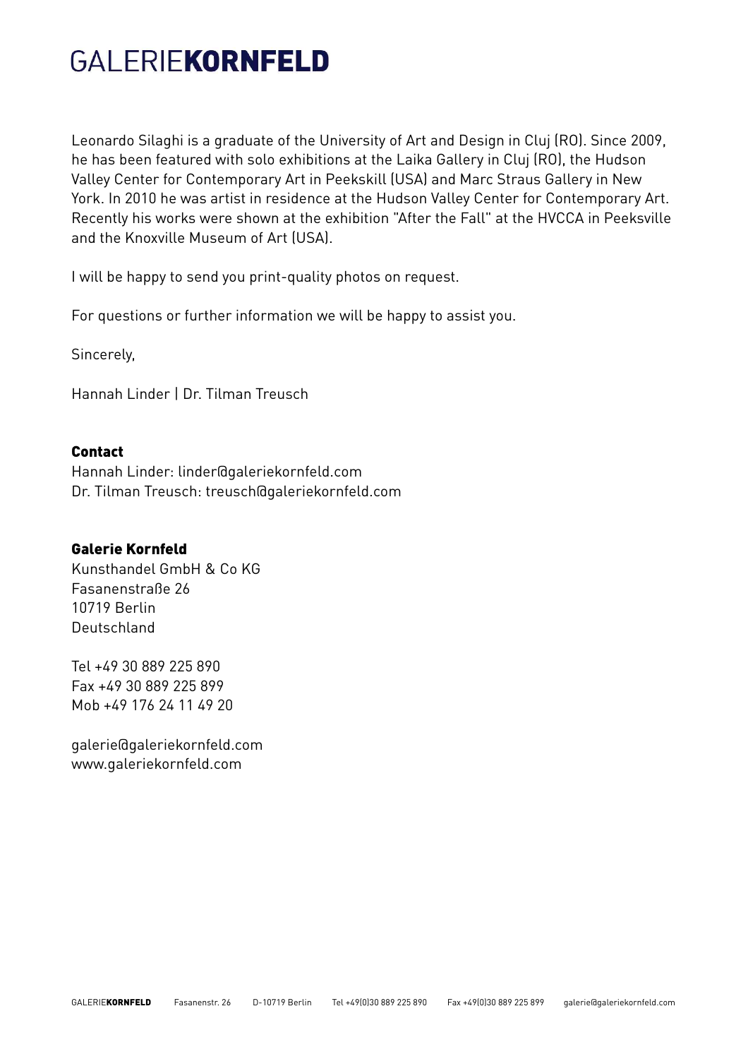# GALERIE**KORNFELD**

Leonardo Silaghi is a graduate of the University of Art and Design in Cluj (RO). Since 2009, he has been featured with solo exhibitions at the Laika Gallery in Cluj (RO), the Hudson Valley Center for Contemporary Art in Peekskill (USA) and Marc Straus Gallery in New York. In 2010 he was artist in residence at the Hudson Valley Center for Contemporary Art. Recently his works were shown at the exhibition "After the Fall" at the HVCCA in Peeksville and the Knoxville Museum of Art (USA).

I will be happy to send you print-quality photos on request.

For questions or further information we will be happy to assist you.

Sincerely,

Hannah Linder | Dr. Tilman Treusch

**Contact**
Hannah Linder: linder@galeriekornfeld.com
Dr. Tilman Treusch: treusch@galeriekornfeld.com

**Galerie Kornfeld**
Kunsthandel GmbH & Co KG
Fasanenstraße 26
10719 Berlin
Deutschland

Tel +49 30 889 225 890
Fax +49 30 889 225 899
Mob +49 176 24 11 49 20

galerie@galeriekornfeld.com
www.galeriekornfeld.com